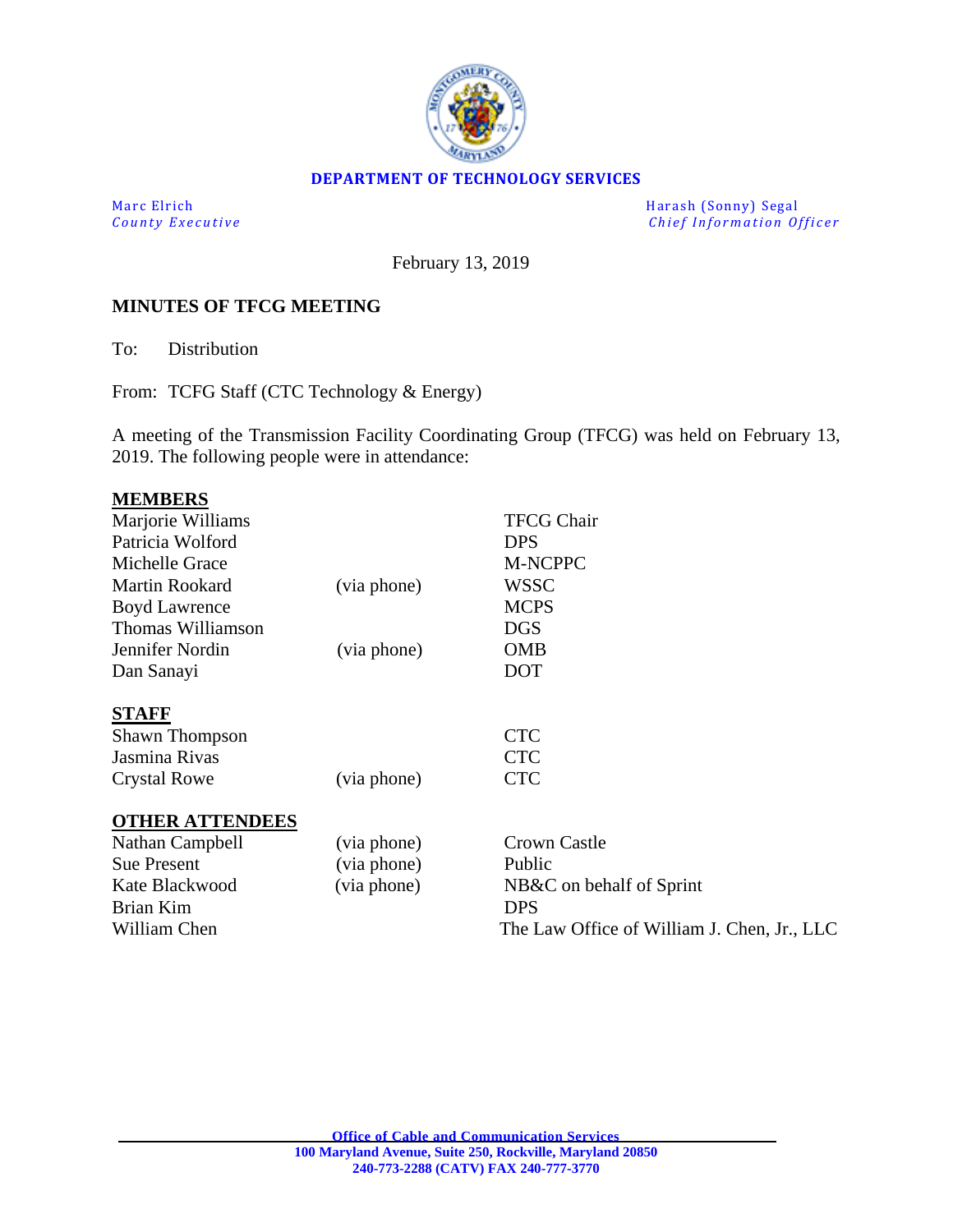**DEPARTMENT OF TECHNOLOGY SERVICES**

| | |
|---|---|
| Marc Elrich | Harash (Sonny) Segal |
| *County Executive* | *Chief Information Officer* |

February 13, 2019

**MINUTES OF TFCG MEETING**

To: Distribution

From: TCFG Staff (CTC Technology & Energy)

A meeting of the Transmission Facility Coordinating Group (TFCG) was held on February 13, 2019. The following people were in attendance:

**MEMBERS**

| | | |
|---|---|---|
| Marjorie Williams | | TFCG Chair |
| Patricia Wolford | | DPS |
| Michelle Grace | | M-NCPPC |
| Martin Rookard | (via phone) | WSSC |
| Boyd Lawrence | | MCPS |
| Thomas Williamson | | DGS |
| Jennifer Nordin | (via phone) | OMB |
| Dan Sanayi | | DOT |

**STAFF**

| | | |
|---|---|---|
| Shawn Thompson | | CTC |
| Jasmina Rivas | | CTC |
| Crystal Rowe | (via phone) | CTC |

**OTHER ATTENDEES**

| | | |
|---|---|---|
| Nathan Campbell | (via phone) | Crown Castle |
| Sue Present | (via phone) | Public |
| Kate Blackwood | (via phone) | NB&C on behalf of Sprint |
| Brian Kim | | DPS |
| William Chen | | The Law Office of William J. Chen, Jr., LLC |

**Office of Cable and Communication Services**
**100 Maryland Avenue, Suite 250, Rockville, Maryland 20850**
**240-773-2288 (CATV) FAX 240-777-3770**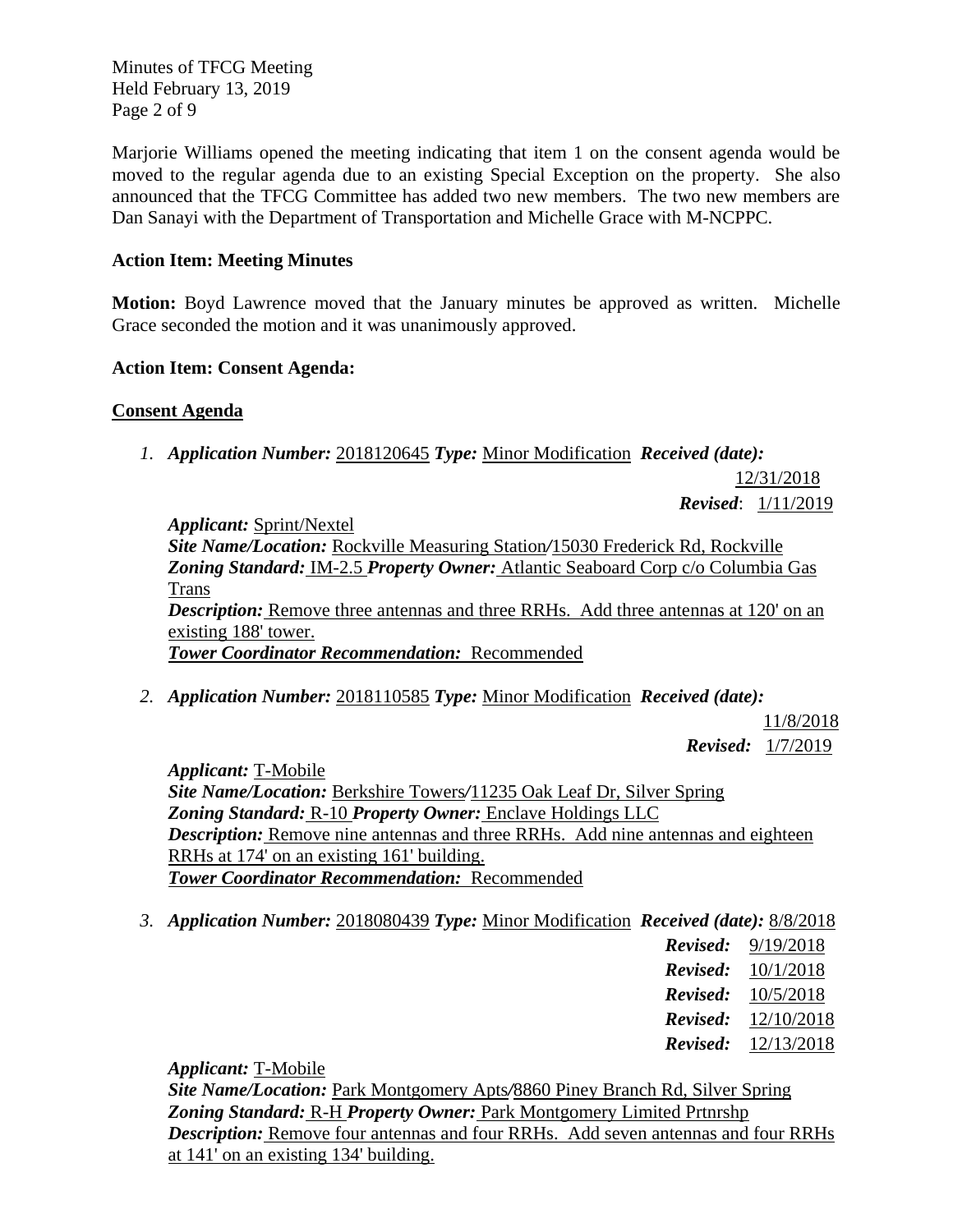Marjorie Williams opened the meeting indicating that item 1 on the consent agenda would be moved to the regular agenda due to an existing Special Exception on the property. She also announced that the TFCG Committee has added two new members. The two new members are Dan Sanayi with the Department of Transportation and Michelle Grace with M-NCPPC.

**Action Item: Meeting Minutes**

**Motion:** Boyd Lawrence moved that the January minutes be approved as written. Michelle Grace seconded the motion and it was unanimously approved.

**Action Item: Consent Agenda:**

**Consent Agenda**

1. ***Application Number:*** 2018120645 ***Type:*** Minor Modification ***Received (date):*** 12/31/2018
   ***Revised***: 1/11/2019

   ***Applicant:*** Sprint/Nextel
   ***Site Name/Location:*** Rockville Measuring Station/15030 Frederick Rd, Rockville
   ***Zoning Standard:*** IM-2.5 ***Property Owner:*** Atlantic Seaboard Corp c/o Columbia Gas Trans
   ***Description:*** Remove three antennas and three RRHs. Add three antennas at 120' on an existing 188' tower.
   ***Tower Coordinator Recommendation:*** Recommended

2. ***Application Number:*** 2018110585 ***Type:*** Minor Modification ***Received (date):*** 11/8/2018
   ***Revised:*** 1/7/2019

   ***Applicant:*** T-Mobile
   ***Site Name/Location:*** Berkshire Towers/11235 Oak Leaf Dr, Silver Spring
   ***Zoning Standard:*** R-10 ***Property Owner:*** Enclave Holdings LLC
   ***Description:*** Remove nine antennas and three RRHs. Add nine antennas and eighteen RRHs at 174' on an existing 161' building.
   ***Tower Coordinator Recommendation:*** Recommended

3. ***Application Number:*** 2018080439 ***Type:*** Minor Modification ***Received (date):*** 8/8/2018
   ***Revised:*** 9/19/2018
   ***Revised:*** 10/1/2018
   ***Revised:*** 10/5/2018
   ***Revised:*** 12/10/2018
   ***Revised:*** 12/13/2018

   ***Applicant:*** T-Mobile
   ***Site Name/Location:*** Park Montgomery Apts/8860 Piney Branch Rd, Silver Spring
   ***Zoning Standard:*** R-H ***Property Owner:*** Park Montgomery Limited Prtnrshp
   ***Description:*** Remove four antennas and four RRHs. Add seven antennas and four RRHs at 141' on an existing 134' building.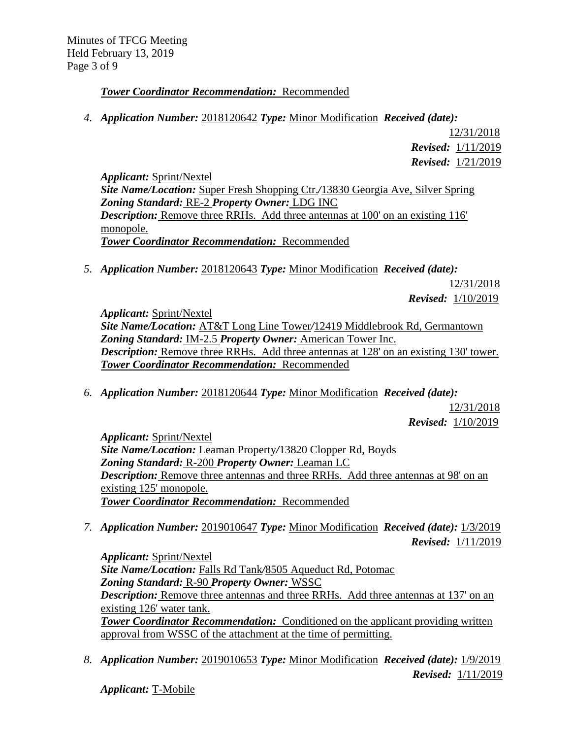***Tower Coordinator Recommendation:*** Recommended

4. ***Application Number:*** 2018120642 ***Type:*** Minor Modification ***Received (date):*** 12/31/2018
   ***Revised:*** 1/11/2019
   ***Revised:*** 1/21/2019

   ***Applicant:*** Sprint/Nextel
   ***Site Name/Location:*** Super Fresh Shopping Ctr./13830 Georgia Ave, Silver Spring
   ***Zoning Standard:*** RE-2 ***Property Owner:*** LDG INC
   ***Description:*** Remove three RRHs. Add three antennas at 100' on an existing 116' monopole.
   ***Tower Coordinator Recommendation:*** Recommended

5. ***Application Number:*** 2018120643 ***Type:*** Minor Modification ***Received (date):*** 12/31/2018
   ***Revised:*** 1/10/2019

   ***Applicant:*** Sprint/Nextel
   ***Site Name/Location:*** AT&T Long Line Tower/12419 Middlebrook Rd, Germantown
   ***Zoning Standard:*** IM-2.5 ***Property Owner:*** American Tower Inc.
   ***Description:*** Remove three RRHs. Add three antennas at 128' on an existing 130' tower.
   ***Tower Coordinator Recommendation:*** Recommended

6. ***Application Number:*** 2018120644 ***Type:*** Minor Modification ***Received (date):*** 12/31/2018
   ***Revised:*** 1/10/2019

   ***Applicant:*** Sprint/Nextel
   ***Site Name/Location:*** Leaman Property/13820 Clopper Rd, Boyds
   ***Zoning Standard:*** R-200 ***Property Owner:*** Leaman LC
   ***Description:*** Remove three antennas and three RRHs. Add three antennas at 98' on an existing 125' monopole.
   ***Tower Coordinator Recommendation:*** Recommended

7. ***Application Number:*** 2019010647 ***Type:*** Minor Modification ***Received (date):*** 1/3/2019
   ***Revised:*** 1/11/2019

   ***Applicant:*** Sprint/Nextel
   ***Site Name/Location:*** Falls Rd Tank/8505 Aqueduct Rd, Potomac
   ***Zoning Standard:*** R-90 ***Property Owner:*** WSSC
   ***Description:*** Remove three antennas and three RRHs. Add three antennas at 137' on an existing 126' water tank.
   ***Tower Coordinator Recommendation:*** Conditioned on the applicant providing written approval from WSSC of the attachment at the time of permitting.

8. ***Application Number:*** 2019010653 ***Type:*** Minor Modification ***Received (date):*** 1/9/2019
   ***Revised:*** 1/11/2019

   ***Applicant:*** T-Mobile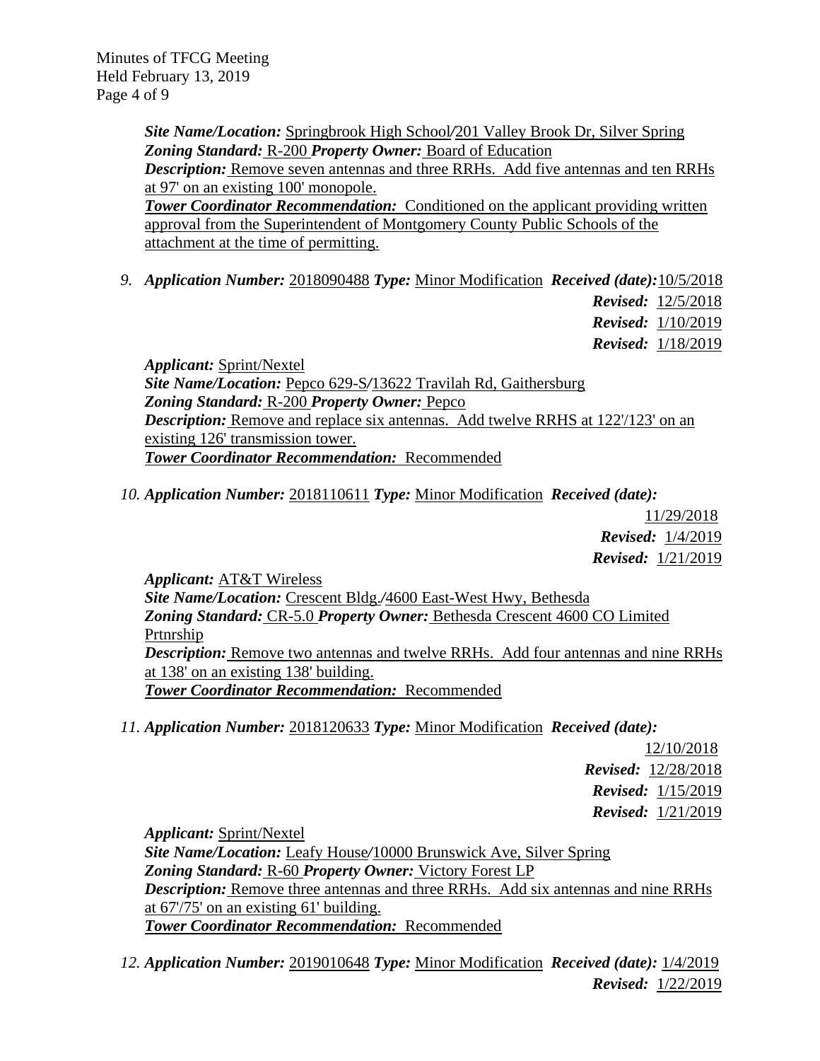***Site Name/Location:*** Springbrook High School/201 Valley Brook Dr, Silver Spring
***Zoning Standard:*** R-200 ***Property Owner:*** Board of Education
***Description:*** Remove seven antennas and three RRHs. Add five antennas and ten RRHs at 97' on an existing 100' monopole.
***Tower Coordinator Recommendation:*** Conditioned on the applicant providing written approval from the Superintendent of Montgomery County Public Schools of the attachment at the time of permitting.

9. ***Application Number:*** 2018090488 ***Type:*** Minor Modification ***Received (date):*** 10/5/2018
***Revised:*** 12/5/2018
***Revised:*** 1/10/2019
***Revised:*** 1/18/2019

***Applicant:*** Sprint/Nextel
***Site Name/Location:*** Pepco 629-S/13622 Travilah Rd, Gaithersburg
***Zoning Standard:*** R-200 ***Property Owner:*** Pepco
***Description:*** Remove and replace six antennas. Add twelve RRHS at 122'/123' on an existing 126' transmission tower.
***Tower Coordinator Recommendation:*** Recommended

10. ***Application Number:*** 2018110611 ***Type:*** Minor Modification ***Received (date):*** 11/29/2018
***Revised:*** 1/4/2019
***Revised:*** 1/21/2019

***Applicant:*** AT&T Wireless
***Site Name/Location:*** Crescent Bldg./4600 East-West Hwy, Bethesda
***Zoning Standard:*** CR-5.0 ***Property Owner:*** Bethesda Crescent 4600 CO Limited Prtnrship
***Description:*** Remove two antennas and twelve RRHs. Add four antennas and nine RRHs at 138' on an existing 138' building.
***Tower Coordinator Recommendation:*** Recommended

11. ***Application Number:*** 2018120633 ***Type:*** Minor Modification ***Received (date):*** 12/10/2018
***Revised:*** 12/28/2018
***Revised:*** 1/15/2019
***Revised:*** 1/21/2019

***Applicant:*** Sprint/Nextel
***Site Name/Location:*** Leafy House/10000 Brunswick Ave, Silver Spring
***Zoning Standard:*** R-60 ***Property Owner:*** Victory Forest LP
***Description:*** Remove three antennas and three RRHs. Add six antennas and nine RRHs at 67'/75' on an existing 61' building.
***Tower Coordinator Recommendation:*** Recommended

12. ***Application Number:*** 2019010648 ***Type:*** Minor Modification ***Received (date):*** 1/4/2019
***Revised:*** 1/22/2019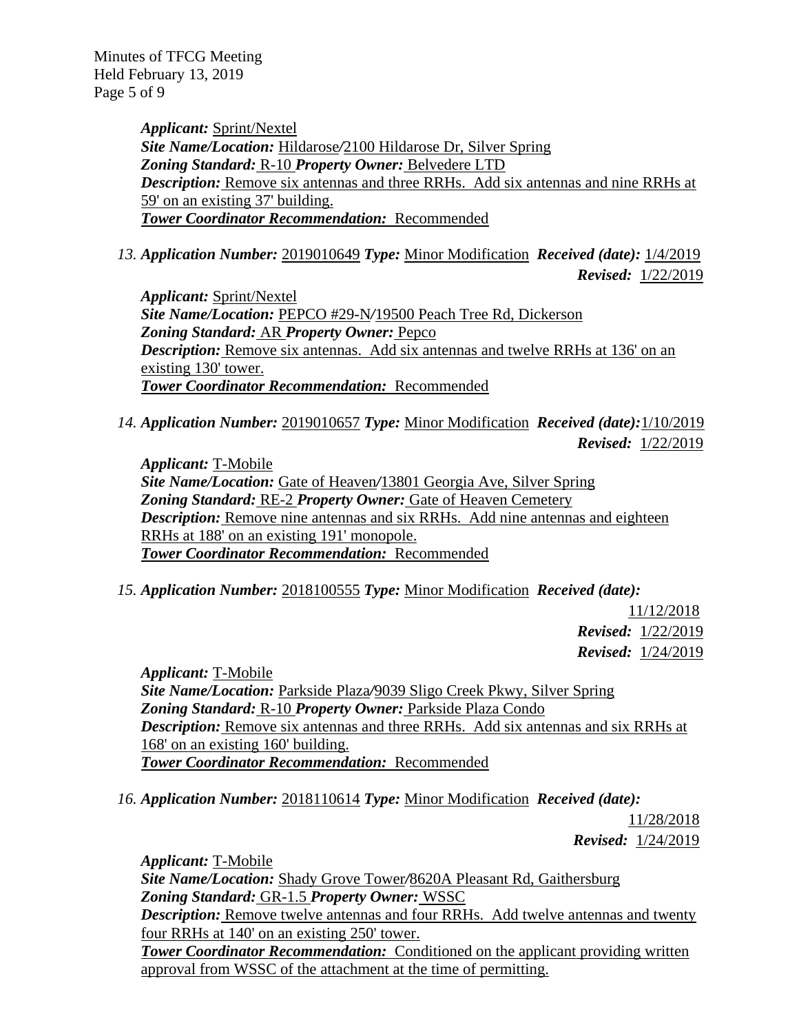*Applicant:* Sprint/Nextel
*Site Name/Location:* Hildarose/2100 Hildarose Dr, Silver Spring
*Zoning Standard:* R-10 *Property Owner:* Belvedere LTD
*Description:* Remove six antennas and three RRHs. Add six antennas and nine RRHs at 59' on an existing 37' building.
***Tower Coordinator Recommendation:*** Recommended

13. ***Application Number:*** 2019010649 ***Type:*** Minor Modification ***Received (date):*** 1/4/2019
***Revised:*** 1/22/2019

*Applicant:* Sprint/Nextel
*Site Name/Location:* PEPCO #29-N/19500 Peach Tree Rd, Dickerson
*Zoning Standard:* AR *Property Owner:* Pepco
*Description:* Remove six antennas. Add six antennas and twelve RRHs at 136' on an existing 130' tower.
***Tower Coordinator Recommendation:*** Recommended

14. ***Application Number:*** 2019010657 ***Type:*** Minor Modification ***Received (date):*** 1/10/2019
***Revised:*** 1/22/2019

*Applicant:* T-Mobile
*Site Name/Location:* Gate of Heaven/13801 Georgia Ave, Silver Spring
*Zoning Standard:* RE-2 *Property Owner:* Gate of Heaven Cemetery
*Description:* Remove nine antennas and six RRHs. Add nine antennas and eighteen RRHs at 188' on an existing 191' monopole.
***Tower Coordinator Recommendation:*** Recommended

15. ***Application Number:*** 2018100555 ***Type:*** Minor Modification ***Received (date):*** 11/12/2018
***Revised:*** 1/22/2019
***Revised:*** 1/24/2019

*Applicant:* T-Mobile
*Site Name/Location:* Parkside Plaza/9039 Sligo Creek Pkwy, Silver Spring
*Zoning Standard:* R-10 *Property Owner:* Parkside Plaza Condo
*Description:* Remove six antennas and three RRHs. Add six antennas and six RRHs at 168' on an existing 160' building.
***Tower Coordinator Recommendation:*** Recommended

16. ***Application Number:*** 2018110614 ***Type:*** Minor Modification ***Received (date):*** 11/28/2018
***Revised:*** 1/24/2019

*Applicant:* T-Mobile
*Site Name/Location:* Shady Grove Tower/8620A Pleasant Rd, Gaithersburg
*Zoning Standard:* GR-1.5 *Property Owner:* WSSC
*Description:* Remove twelve antennas and four RRHs. Add twelve antennas and twenty four RRHs at 140' on an existing 250' tower.
***Tower Coordinator Recommendation:*** Conditioned on the applicant providing written approval from WSSC of the attachment at the time of permitting.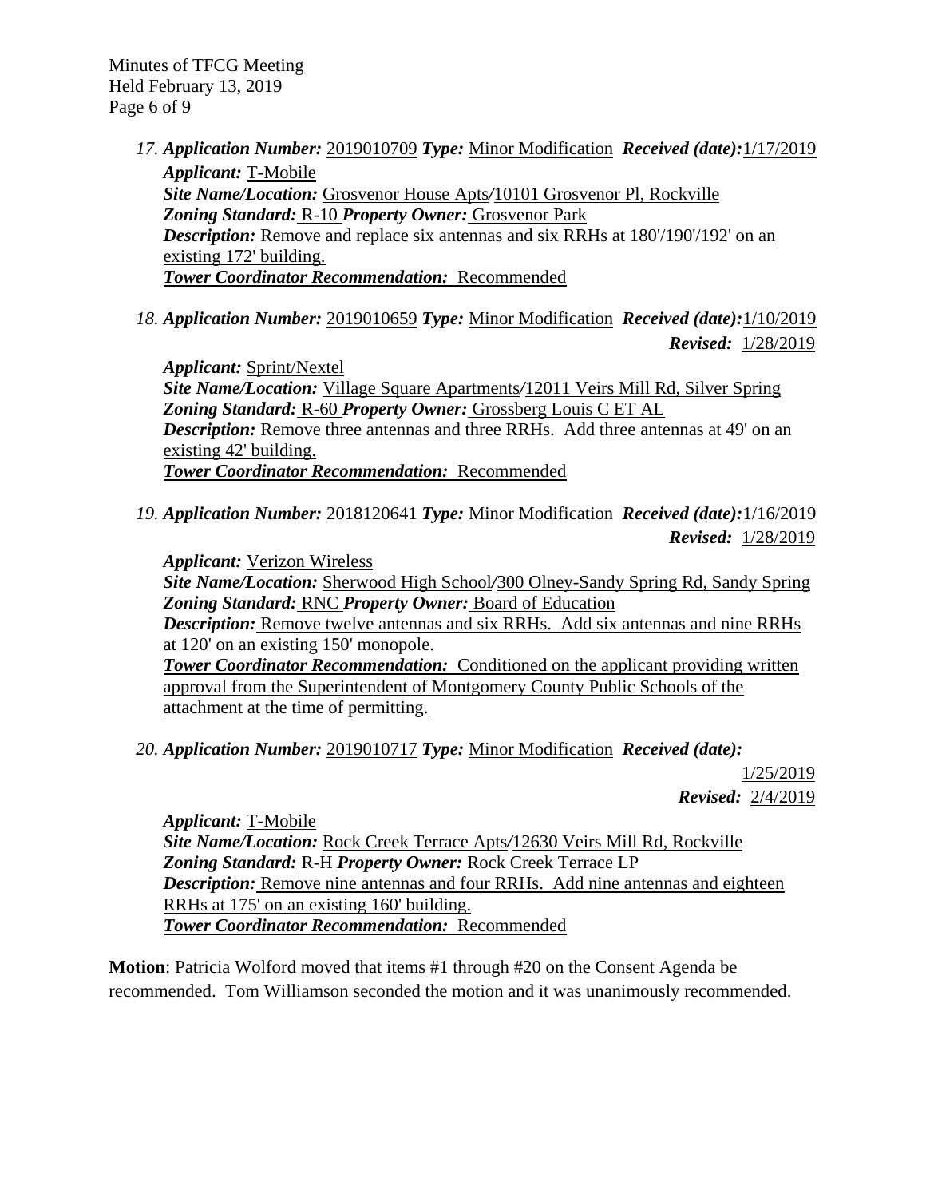17. ***Application Number:*** 2019010709 ***Type:*** Minor Modification ***Received (date):*** 1/17/2019

    ***Applicant:*** T-Mobile
    ***Site Name/Location:*** Grosvenor House Apts/10101 Grosvenor Pl, Rockville
    ***Zoning Standard:*** R-10 ***Property Owner:*** Grosvenor Park
    ***Description:*** Remove and replace six antennas and six RRHs at 180'/190'/192' on an existing 172' building.
    ***Tower Coordinator Recommendation:*** Recommended

18. ***Application Number:*** 2019010659 ***Type:*** Minor Modification ***Received (date):*** 1/10/2019
    ***Revised:*** 1/28/2019

    ***Applicant:*** Sprint/Nextel
    ***Site Name/Location:*** Village Square Apartments/12011 Veirs Mill Rd, Silver Spring
    ***Zoning Standard:*** R-60 ***Property Owner:*** Grossberg Louis C ET AL
    ***Description:*** Remove three antennas and three RRHs. Add three antennas at 49' on an existing 42' building.
    ***Tower Coordinator Recommendation:*** Recommended

19. ***Application Number:*** 2018120641 ***Type:*** Minor Modification ***Received (date):*** 1/16/2019
    ***Revised:*** 1/28/2019

    ***Applicant:*** Verizon Wireless
    ***Site Name/Location:*** Sherwood High School/300 Olney-Sandy Spring Rd, Sandy Spring
    ***Zoning Standard:*** RNC ***Property Owner:*** Board of Education
    ***Description:*** Remove twelve antennas and six RRHs. Add six antennas and nine RRHs at 120' on an existing 150' monopole.
    ***Tower Coordinator Recommendation:*** Conditioned on the applicant providing written approval from the Superintendent of Montgomery County Public Schools of the attachment at the time of permitting.

20. ***Application Number:*** 2019010717 ***Type:*** Minor Modification ***Received (date):*** 1/25/2019
    ***Revised:*** 2/4/2019

    ***Applicant:*** T-Mobile
    ***Site Name/Location:*** Rock Creek Terrace Apts/12630 Veirs Mill Rd, Rockville
    ***Zoning Standard:*** R-H ***Property Owner:*** Rock Creek Terrace LP
    ***Description:*** Remove nine antennas and four RRHs. Add nine antennas and eighteen RRHs at 175' on an existing 160' building.
    ***Tower Coordinator Recommendation:*** Recommended

**Motion**: Patricia Wolford moved that items #1 through #20 on the Consent Agenda be recommended. Tom Williamson seconded the motion and it was unanimously recommended.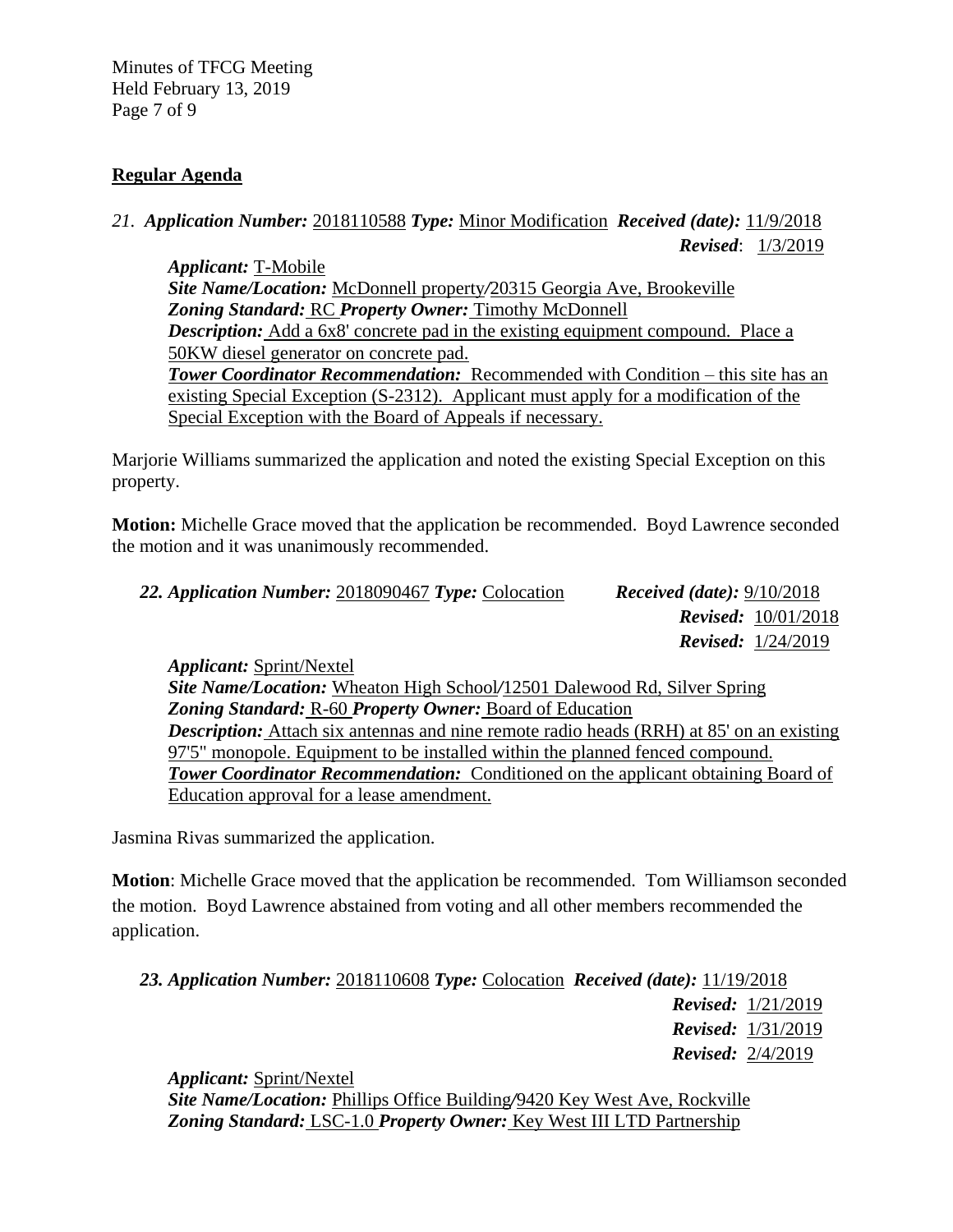**Regular Agenda**

*21.* ***Application Number:*** 2018110588 ***Type:*** Minor Modification ***Received (date):*** 11/9/2018
***Revised***: 1/3/2019

***Applicant:*** T-Mobile
***Site Name/Location:*** McDonnell property/20315 Georgia Ave, Brookeville
***Zoning Standard:*** RC ***Property Owner:*** Timothy McDonnell
***Description:*** Add a 6x8' concrete pad in the existing equipment compound. Place a 50KW diesel generator on concrete pad.
***Tower Coordinator Recommendation:*** Recommended with Condition – this site has an existing Special Exception (S-2312). Applicant must apply for a modification of the Special Exception with the Board of Appeals if necessary.

Marjorie Williams summarized the application and noted the existing Special Exception on this property.

**Motion:** Michelle Grace moved that the application be recommended. Boyd Lawrence seconded the motion and it was unanimously recommended.

***22. Application Number:*** 2018090467 ***Type:*** Colocation ***Received (date):*** 9/10/2018
***Revised:*** 10/01/2018
***Revised:*** 1/24/2019

***Applicant:*** Sprint/Nextel
***Site Name/Location:*** Wheaton High School/12501 Dalewood Rd, Silver Spring
***Zoning Standard:*** R-60 ***Property Owner:*** Board of Education
***Description:*** Attach six antennas and nine remote radio heads (RRH) at 85' on an existing 97'5" monopole. Equipment to be installed within the planned fenced compound.
***Tower Coordinator Recommendation:*** Conditioned on the applicant obtaining Board of Education approval for a lease amendment.

Jasmina Rivas summarized the application.

**Motion**: Michelle Grace moved that the application be recommended. Tom Williamson seconded the motion. Boyd Lawrence abstained from voting and all other members recommended the application.

***23. Application Number:*** 2018110608 ***Type:*** Colocation ***Received (date):*** 11/19/2018
***Revised:*** 1/21/2019
***Revised:*** 1/31/2019
***Revised:*** 2/4/2019

***Applicant:*** Sprint/Nextel
***Site Name/Location:*** Phillips Office Building/9420 Key West Ave, Rockville
***Zoning Standard:*** LSC-1.0 ***Property Owner:*** Key West III LTD Partnership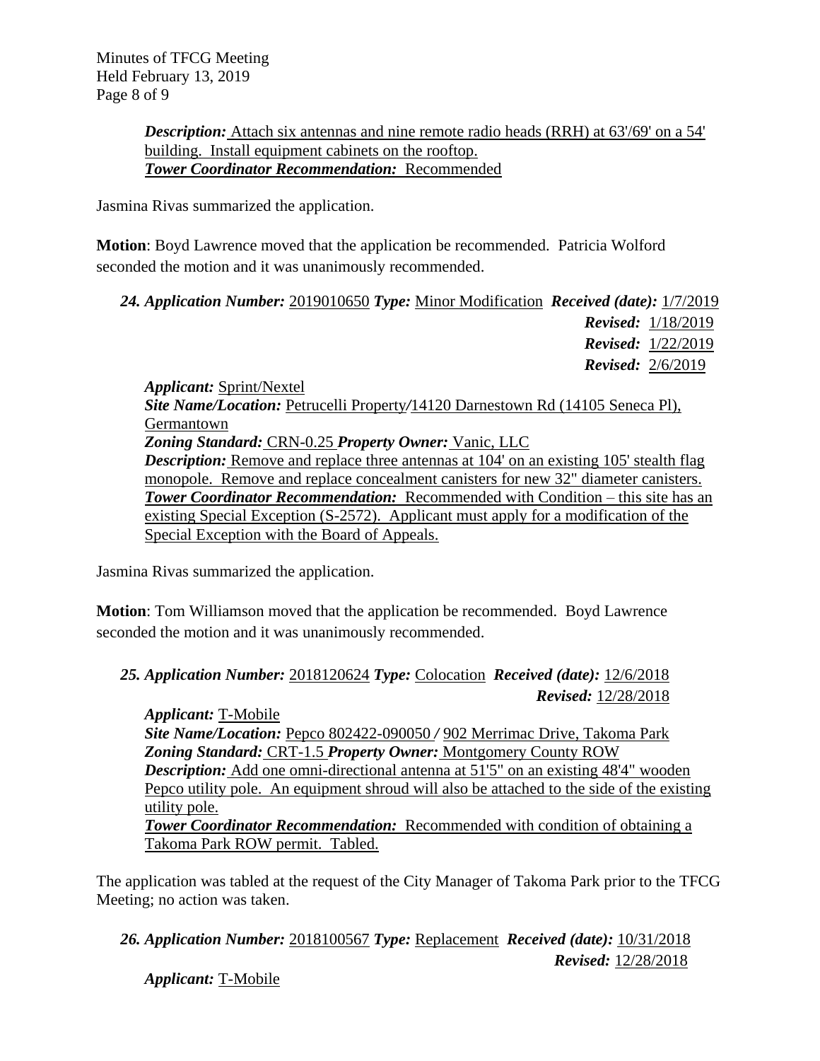***Description:*** Attach six antennas and nine remote radio heads (RRH) at 63'/69' on a 54' building. Install equipment cabinets on the rooftop.
***Tower Coordinator Recommendation:*** Recommended

Jasmina Rivas summarized the application.

**Motion**: Boyd Lawrence moved that the application be recommended. Patricia Wolford seconded the motion and it was unanimously recommended.

***24. Application Number:*** 2019010650 ***Type:*** Minor Modification ***Received (date):*** 1/7/2019
***Revised:*** 1/18/2019
***Revised:*** 1/22/2019
***Revised:*** 2/6/2019

***Applicant:*** Sprint/Nextel
***Site Name/Location:*** Petrucelli Property/14120 Darnestown Rd (14105 Seneca Pl), Germantown
***Zoning Standard:*** CRN-0.25 ***Property Owner:*** Vanic, LLC
***Description:*** Remove and replace three antennas at 104' on an existing 105' stealth flag monopole. Remove and replace concealment canisters for new 32" diameter canisters.
***Tower Coordinator Recommendation:*** Recommended with Condition – this site has an existing Special Exception (S-2572). Applicant must apply for a modification of the Special Exception with the Board of Appeals.

Jasmina Rivas summarized the application.

**Motion**: Tom Williamson moved that the application be recommended. Boyd Lawrence seconded the motion and it was unanimously recommended.

***25. Application Number:*** 2018120624 ***Type:*** Colocation ***Received (date):*** 12/6/2018
***Revised:*** 12/28/2018

***Applicant:*** T-Mobile
***Site Name/Location:*** Pepco 802422-090050 / 902 Merrimac Drive, Takoma Park
***Zoning Standard:*** CRT-1.5 ***Property Owner:*** Montgomery County ROW
***Description:*** Add one omni-directional antenna at 51'5" on an existing 48'4" wooden Pepco utility pole. An equipment shroud will also be attached to the side of the existing utility pole.
***Tower Coordinator Recommendation:*** Recommended with condition of obtaining a Takoma Park ROW permit. Tabled.

The application was tabled at the request of the City Manager of Takoma Park prior to the TFCG Meeting; no action was taken.

***26. Application Number:*** 2018100567 ***Type:*** Replacement ***Received (date):*** 10/31/2018
***Revised:*** 12/28/2018

***Applicant:*** T-Mobile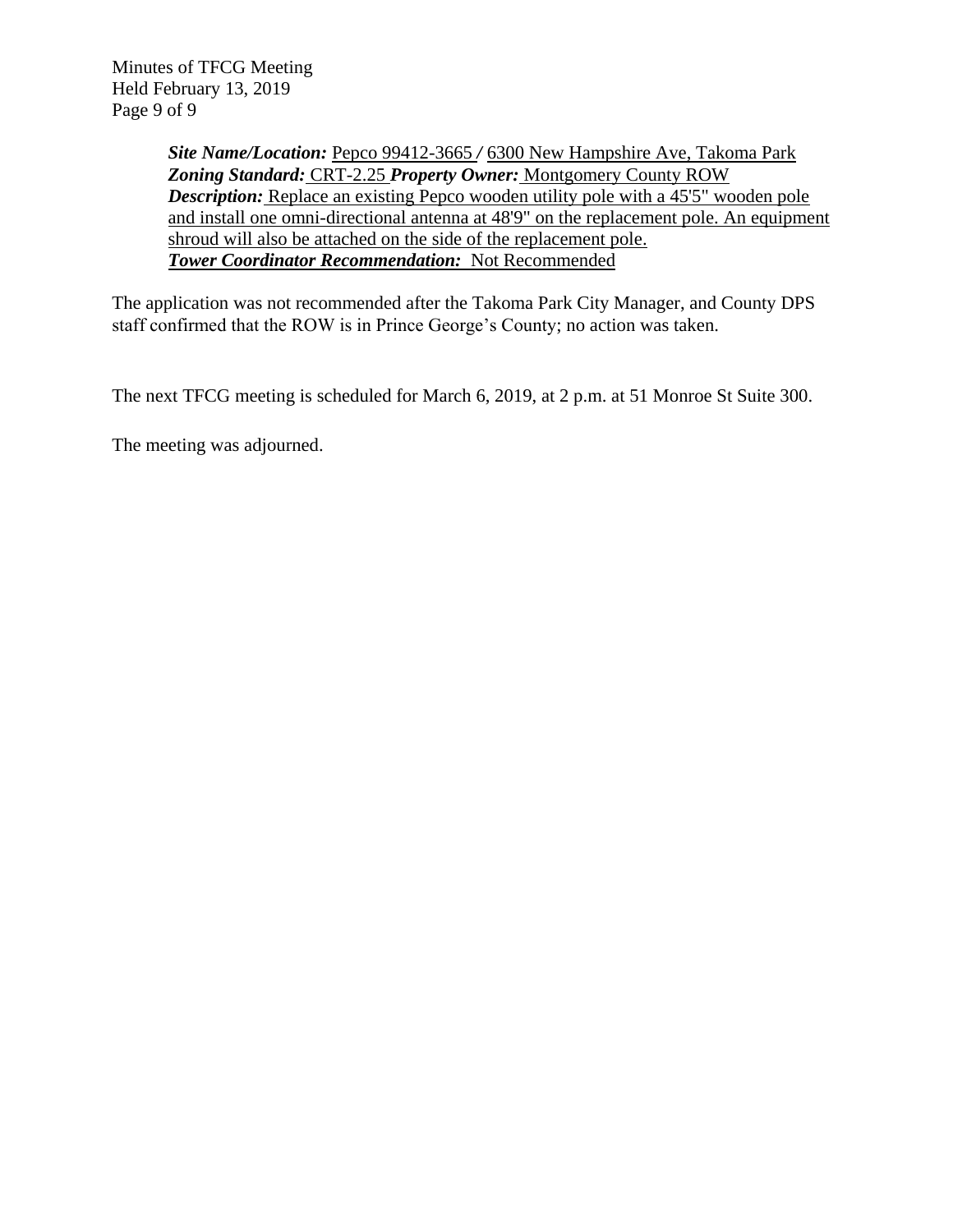***Site Name/Location:*** Pepco 99412-3665 / 6300 New Hampshire Ave, Takoma Park
***Zoning Standard:*** CRT-2.25 ***Property Owner:*** Montgomery County ROW
***Description:*** Replace an existing Pepco wooden utility pole with a 45'5" wooden pole and install one omni-directional antenna at 48'9" on the replacement pole. An equipment shroud will also be attached on the side of the replacement pole.
***Tower Coordinator Recommendation:*** Not Recommended

The application was not recommended after the Takoma Park City Manager, and County DPS staff confirmed that the ROW is in Prince George's County; no action was taken.

The next TFCG meeting is scheduled for March 6, 2019, at 2 p.m. at 51 Monroe St Suite 300.

The meeting was adjourned.